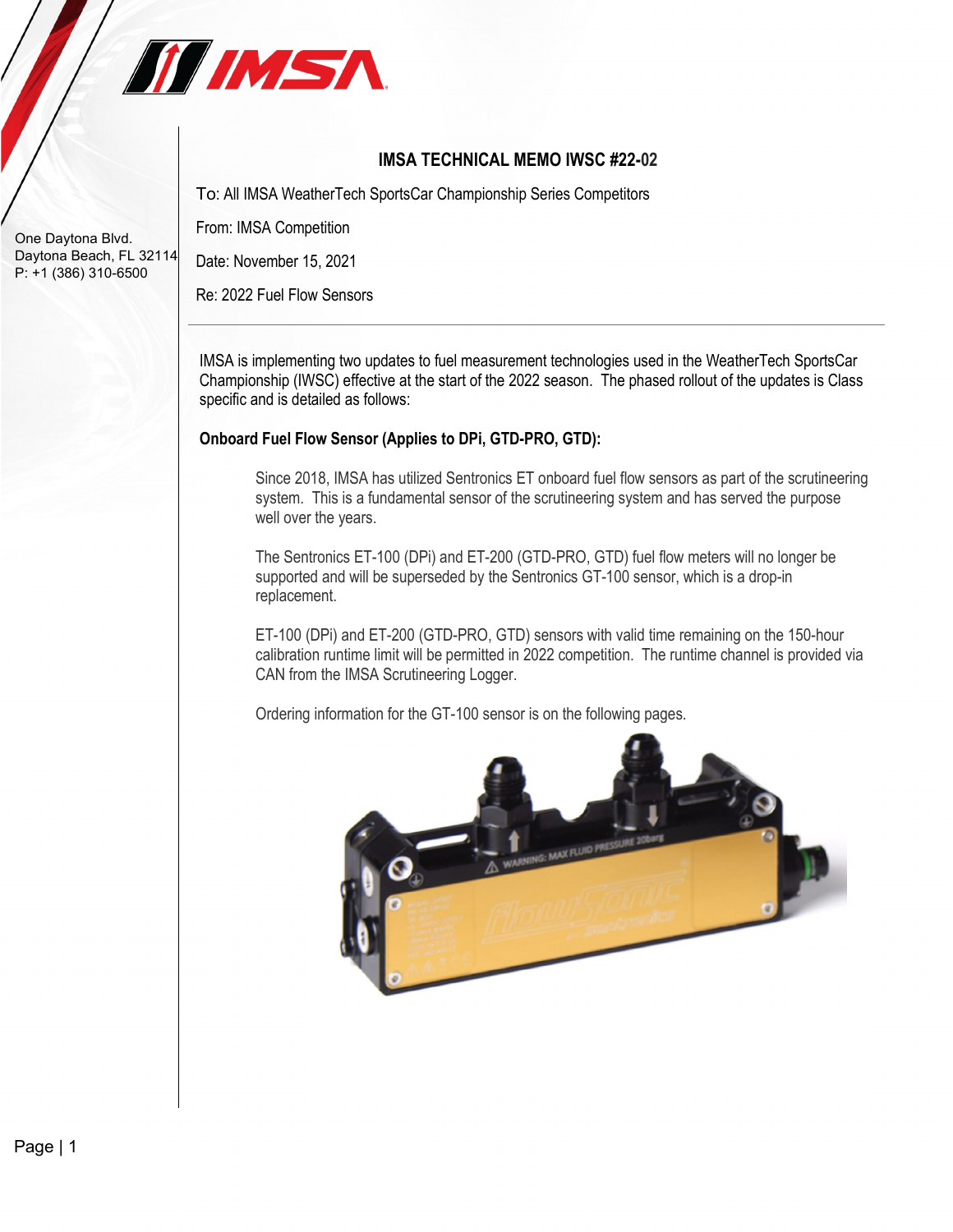One Daytona Blvd.
Daytona Beach, FL 32114
P: +1 (386) 310-6500

# IMSA TECHNICAL MEMO IWSC #22-02

To: All IMSA WeatherTech SportsCar Championship Series Competitors

From: IMSA Competition

Date: November 15, 2021

Re: 2022 Fuel Flow Sensors

---

IMSA is implementing two updates to fuel measurement technologies used in the WeatherTech SportsCar Championship (IWSC) effective at the start of the 2022 season. The phased rollout of the updates is Class specific and is detailed as follows:

**Onboard Fuel Flow Sensor (Applies to DPi, GTD-PRO, GTD):**

Since 2018, IMSA has utilized Sentronics ET onboard fuel flow sensors as part of the scrutineering system. This is a fundamental sensor of the scrutineering system and has served the purpose well over the years.

The Sentronics ET-100 (DPi) and ET-200 (GTD-PRO, GTD) fuel flow meters will no longer be supported and will be superseded by the Sentronics GT-100 sensor, which is a drop-in replacement.

ET-100 (DPi) and ET-200 (GTD-PRO, GTD) sensors with valid time remaining on the 150-hour calibration runtime limit will be permitted in 2022 competition. The runtime channel is provided via CAN from the IMSA Scrutineering Logger.

Ordering information for the GT-100 sensor is on the following pages.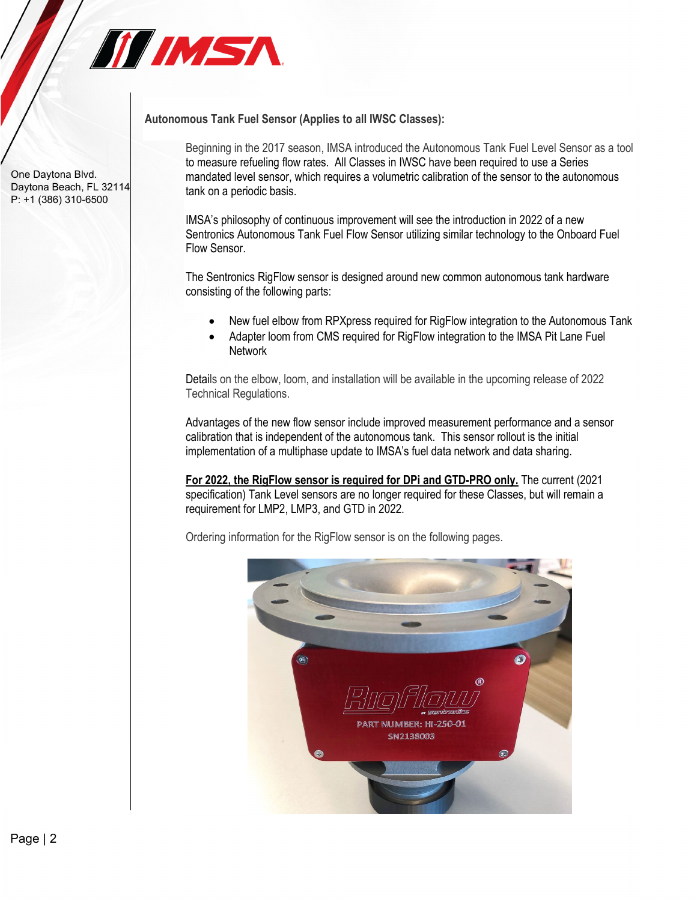### Autonomous Tank Fuel Sensor (Applies to all IWSC Classes):

Beginning in the 2017 season, IMSA introduced the Autonomous Tank Fuel Level Sensor as a tool to measure refueling flow rates. All Classes in IWSC have been required to use a Series mandated level sensor, which requires a volumetric calibration of the sensor to the autonomous tank on a periodic basis.

IMSA's philosophy of continuous improvement will see the introduction in 2022 of a new Sentronics Autonomous Tank Fuel Flow Sensor utilizing similar technology to the Onboard Fuel Flow Sensor.

The Sentronics RigFlow sensor is designed around new common autonomous tank hardware consisting of the following parts:

- New fuel elbow from RPXpress required for RigFlow integration to the Autonomous Tank
- Adapter loom from CMS required for RigFlow integration to the IMSA Pit Lane Fuel Network

Details on the elbow, loom, and installation will be available in the upcoming release of 2022 Technical Regulations.

Advantages of the new flow sensor include improved measurement performance and a sensor calibration that is independent of the autonomous tank. This sensor rollout is the initial implementation of a multiphase update to IMSA's fuel data network and data sharing.

**For 2022, the RigFlow sensor is required for DPi and GTD-PRO only.** The current (2021 specification) Tank Level sensors are no longer required for these Classes, but will remain a requirement for LMP2, LMP3, and GTD in 2022.

Ordering information for the RigFlow sensor is on the following pages.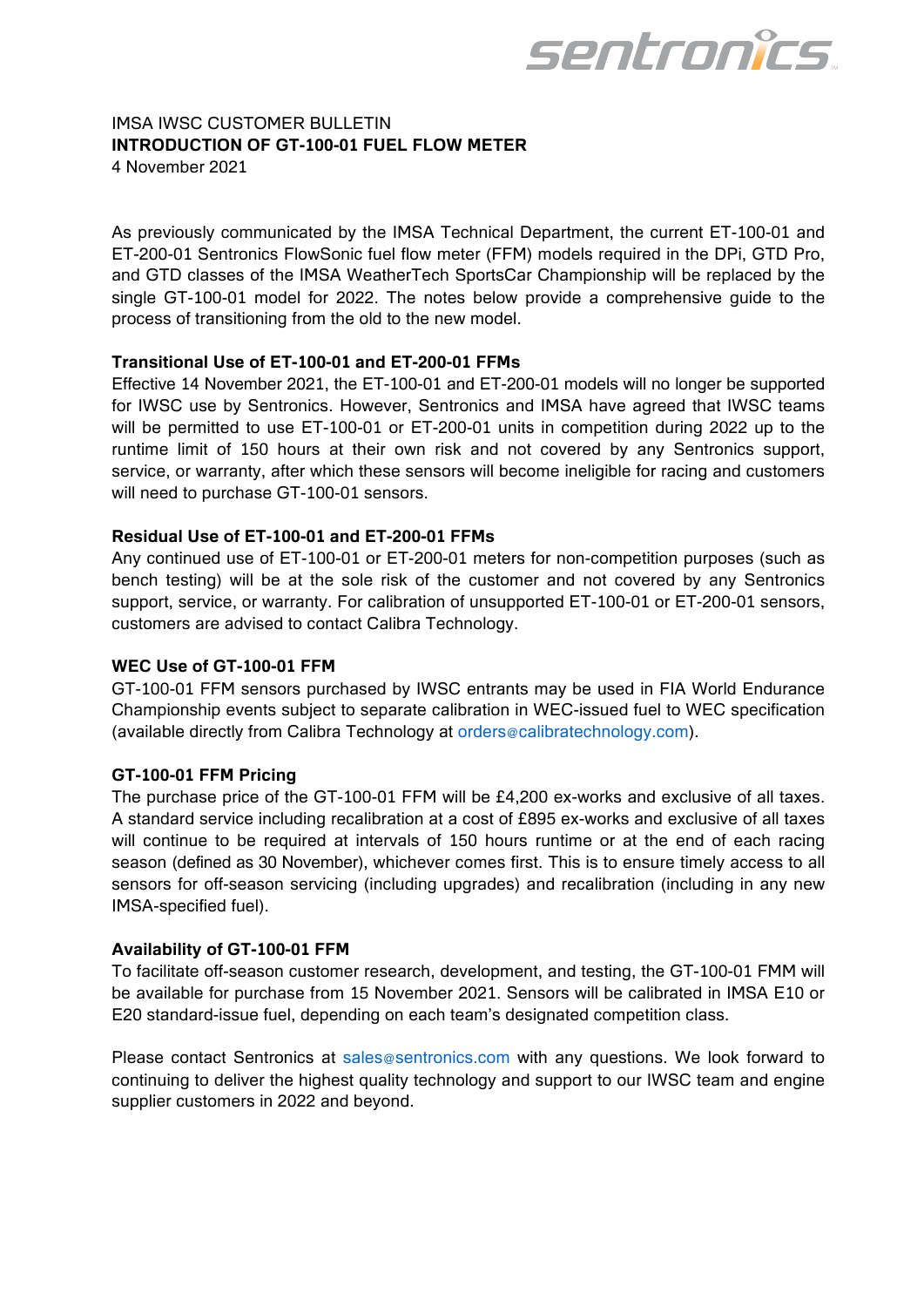IMSA IWSC CUSTOMER BULLETIN

**INTRODUCTION OF GT-100-01 FUEL FLOW METER**

4 November 2021

As previously communicated by the IMSA Technical Department, the current ET-100-01 and ET-200-01 Sentronics FlowSonic fuel flow meter (FFM) models required in the DPi, GTD Pro, and GTD classes of the IMSA WeatherTech SportsCar Championship will be replaced by the single GT-100-01 model for 2022. The notes below provide a comprehensive guide to the process of transitioning from the old to the new model.

**Transitional Use of ET-100-01 and ET-200-01 FFMs**

Effective 14 November 2021, the ET-100-01 and ET-200-01 models will no longer be supported for IWSC use by Sentronics. However, Sentronics and IMSA have agreed that IWSC teams will be permitted to use ET-100-01 or ET-200-01 units in competition during 2022 up to the runtime limit of 150 hours at their own risk and not covered by any Sentronics support, service, or warranty, after which these sensors will become ineligible for racing and customers will need to purchase GT-100-01 sensors.

**Residual Use of ET-100-01 and ET-200-01 FFMs**

Any continued use of ET-100-01 or ET-200-01 meters for non-competition purposes (such as bench testing) will be at the sole risk of the customer and not covered by any Sentronics support, service, or warranty. For calibration of unsupported ET-100-01 or ET-200-01 sensors, customers are advised to contact Calibra Technology.

**WEC Use of GT-100-01 FFM**

GT-100-01 FFM sensors purchased by IWSC entrants may be used in FIA World Endurance Championship events subject to separate calibration in WEC-issued fuel to WEC specification (available directly from Calibra Technology at orders@calibratechnology.com).

**GT-100-01 FFM Pricing**

The purchase price of the GT-100-01 FFM will be £4,200 ex-works and exclusive of all taxes. A standard service including recalibration at a cost of £895 ex-works and exclusive of all taxes will continue to be required at intervals of 150 hours runtime or at the end of each racing season (defined as 30 November), whichever comes first. This is to ensure timely access to all sensors for off-season servicing (including upgrades) and recalibration (including in any new IMSA-specified fuel).

**Availability of GT-100-01 FFM**

To facilitate off-season customer research, development, and testing, the GT-100-01 FMM will be available for purchase from 15 November 2021. Sensors will be calibrated in IMSA E10 or E20 standard-issue fuel, depending on each team's designated competition class.

Please contact Sentronics at sales@sentronics.com with any questions. We look forward to continuing to deliver the highest quality technology and support to our IWSC team and engine supplier customers in 2022 and beyond.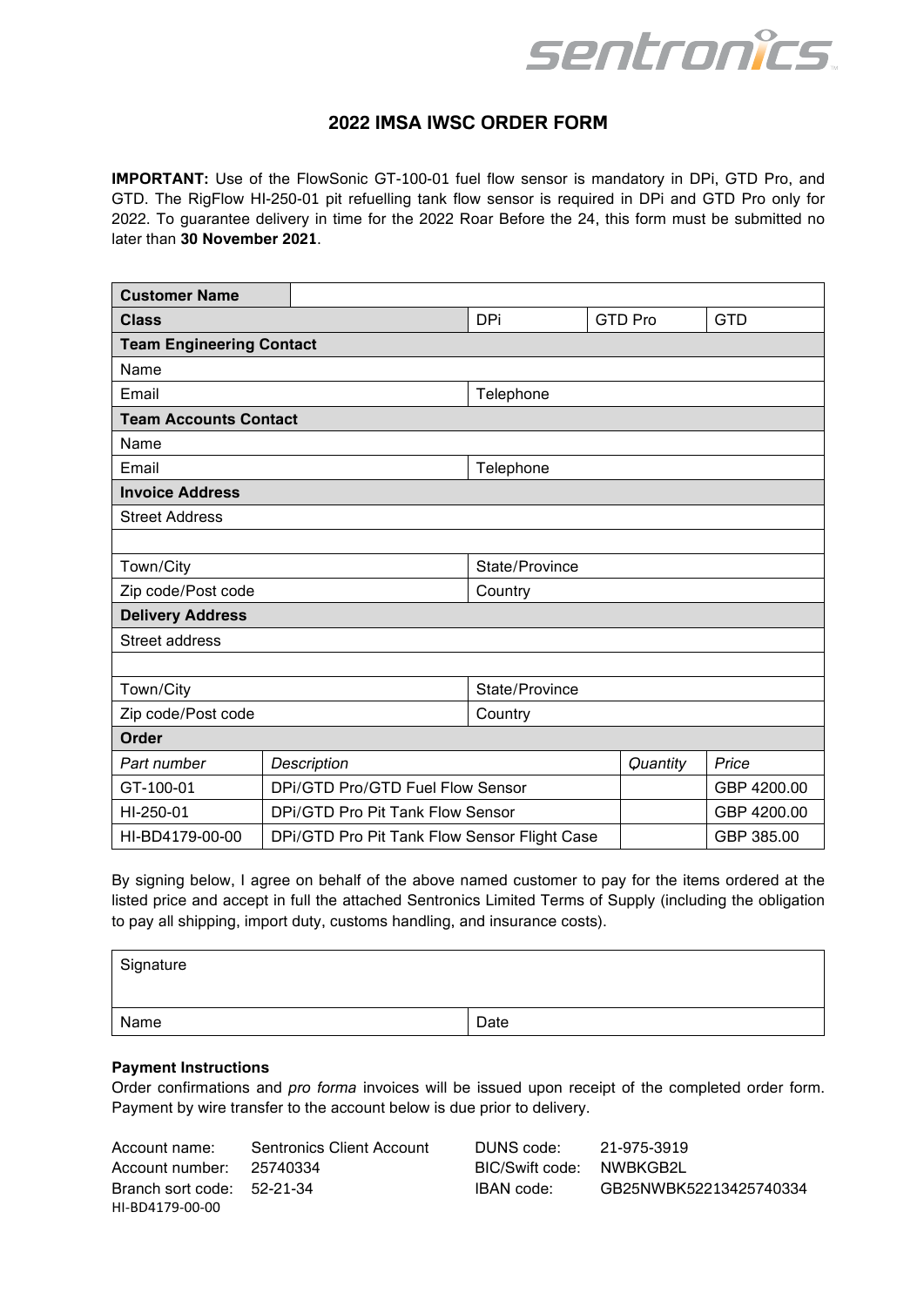sentronics

# 2022 IMSA IWSC ORDER FORM

**IMPORTANT:** Use of the FlowSonic GT-100-01 fuel flow sensor is mandatory in DPi, GTD Pro, and GTD. The RigFlow HI-250-01 pit refuelling tank flow sensor is required in DPi and GTD Pro only for 2022. To guarantee delivery in time for the 2022 Roar Before the 24, this form must be submitted no later than **30 November 2021**.

| | | | | |
|---|---|---|---|---|
| **Customer Name** | | | | |
| **Class** | | DPi | GTD Pro | GTD |
| **Team Engineering Contact** | | | | |
| Name | | | | |
| Email | | Telephone | | |
| **Team Accounts Contact** | | | | |
| Name | | | | |
| Email | | Telephone | | |
| **Invoice Address** | | | | |
| Street Address | | | | |
| | | | | |
| Town/City | | State/Province | | |
| Zip code/Post code | | Country | | |
| **Delivery Address** | | | | |
| Street address | | | | |
| | | | | |
| Town/City | | State/Province | | |
| Zip code/Post code | | Country | | |

**Order**

| *Part number* | *Description* | *Quantity* | *Price* |
|---|---|---|---|
| GT-100-01 | DPi/GTD Pro/GTD Fuel Flow Sensor | | GBP 4200.00 |
| HI-250-01 | DPi/GTD Pro Pit Tank Flow Sensor | | GBP 4200.00 |
| HI-BD4179-00-00 | DPi/GTD Pro Pit Tank Flow Sensor Flight Case | | GBP 385.00 |

By signing below, I agree on behalf of the above named customer to pay for the items ordered at the listed price and accept in full the attached Sentronics Limited Terms of Supply (including the obligation to pay all shipping, import duty, customs handling, and insurance costs).

| | |
|---|---|
| Signature | |
| Name | Date |

**Payment Instructions**

Order confirmations and *pro forma* invoices will be issued upon receipt of the completed order form. Payment by wire transfer to the account below is due prior to delivery.

| | | | |
|---|---|---|---|
| Account name: | Sentronics Client Account | DUNS code: | 21-975-3919 |
| Account number: | 25740334 | BIC/Swift code: | NWBKGB2L |
| Branch sort code: | 52-21-34 | IBAN code: | GB25NWBK52213425740334 |

HI-BD4179-00-00